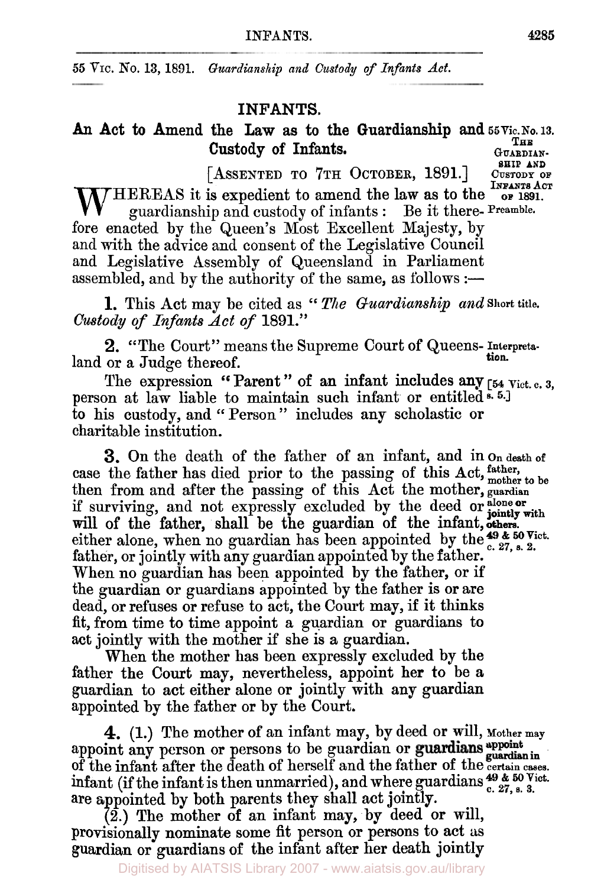55 VIC. No. 13, 1891. *Guardianship and Custody of Infants Act.*

# INFANTS.

## An Act to Amend the Law as to the Guardianship and Custody of Infants.

55 Vic. No. 13. THE GUARDIANSHIP AND CUSTODY OF INFANTS ACT OF 1891.

[ASSENTED TO 7TH OCTOBER, 1891.]

Preamble.

WHEREAS it is expedient to amend the law as to the guardianship and custody of infants: Be it therefore enacted by the Queen's Most Excellent Majesty, by and with the advice and consent of the Legislative Council and Legislative Assembly of Queensland in Parliament assembled, and by the authority of the same, as follows:—

Short title.

**1.** This Act may be cited as "*The Guardianship and Custody of Infants Act of* 1891."

Interpretation. [54 Vict. c. 3, s. 5.]

**2.** "The Court" means the Supreme Court of Queensland or a Judge thereof.

The expression "Parent" of an infant includes any person at law liable to maintain such infant or entitled to his custody, and "Person" includes any scholastic or charitable institution.

On death of father, mother to be guardian alone or jointly with others. 49 & 50 Vict. c. 27, s. 2.

**3.** On the death of the father of an infant, and in case the father has died prior to the passing of this Act, then from and after the passing of this Act the mother, if surviving, and not expressly excluded by the deed or will of the father, shall be the guardian of the infant, either alone, when no guardian has been appointed by the father, or jointly with any guardian appointed by the father. When no guardian has been appointed by the father, or if the guardian or guardians appointed by the father is or are dead, or refuses or refuse to act, the Court may, if it thinks fit, from time to time appoint a guardian or guardians to act jointly with the mother if she is a guardian.

When the mother has been expressly excluded by the father the Court may, nevertheless, appoint her to be a guardian to act either alone or jointly with any guardian appointed by the father or by the Court.

Mother may appoint guardian in certain cases. 49 & 50 Vict. c. 27, s. 3.

**4.** (1.) The mother of an infant may, by deed or will, appoint any person or persons to be guardian or guardians of the infant after the death of herself and the father of the infant (if the infant is then unmarried), and where guardians are appointed by both parents they shall act jointly.

(2.) The mother of an infant may, by deed or will, provisionally nominate some fit person or persons to act as guardian or guardians of the infant after her death jointly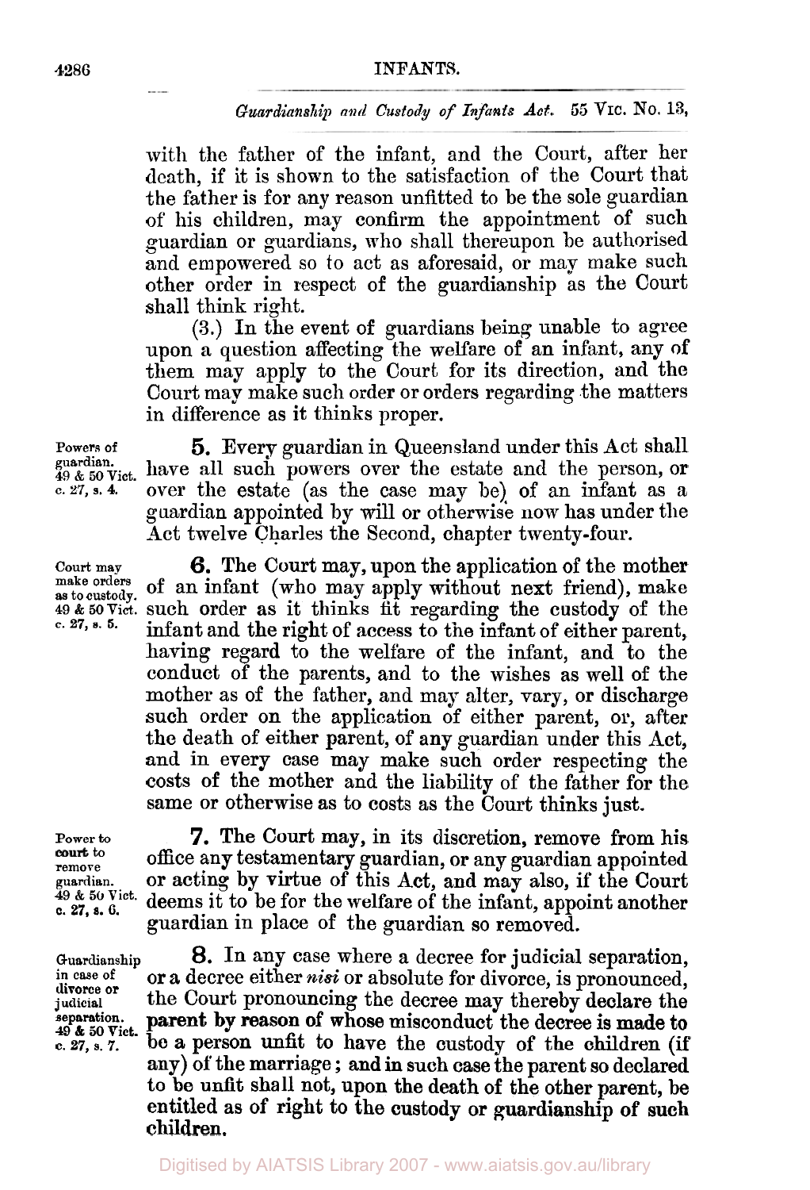with the father of the infant, and the Court, after her death, if it is shown to the satisfaction of the Court that the father is for any reason unfitted to be the sole guardian of his children, may confirm the appointment of such guardian or guardians, who shall thereupon be authorised and empowered so to act as aforesaid, or may make such other order in respect of the guardianship as the Court shall think right.

(3.) In the event of guardians being unable to agree upon a question affecting the welfare of an infant, any of them may apply to the Court for its direction, and the Court may make such order or orders regarding the matters in difference as it thinks proper.

Powers of guardian. 49 & 50 Vict. c. 27, s. 4.

**5.** Every guardian in Queensland under this Act shall have all such powers over the estate and the person, or over the estate (as the case may be) of an infant as a guardian appointed by will or otherwise now has under the Act twelve Charles the Second, chapter twenty-four.

Court may make orders as to custody. 49 & 50 Vict. c. 27, s. 5.

**6.** The Court may, upon the application of the mother of an infant (who may apply without next friend), make such order as it thinks fit regarding the custody of the infant and the right of access to the infant of either parent, having regard to the welfare of the infant, and to the conduct of the parents, and to the wishes as well of the mother as of the father, and may alter, vary, or discharge such order on the application of either parent, or, after the death of either parent, of any guardian under this Act, and in every case may make such order respecting the costs of the mother and the liability of the father for the same or otherwise as to costs as the Court thinks just.

Power to court to remove guardian. 49 & 50 Vict. c. 27, s. 6.

**7.** The Court may, in its discretion, remove from his office any testamentary guardian, or any guardian appointed or acting by virtue of this Act, and may also, if the Court deems it to be for the welfare of the infant, appoint another guardian in place of the guardian so removed.

Guardianship in case of divorce or judicial separation. 49 & 50 Vict. c. 27, s. 7.

**8.** In any case where a decree for judicial separation, or a decree either *nisi* or absolute for divorce, is pronounced, the Court pronouncing the decree may thereby declare the parent by reason of whose misconduct the decree is made to be a person unfit to have the custody of the children (if any) of the marriage; and in such case the parent so declared to be unfit shall not, upon the death of the other parent, be entitled as of right to the custody or guardianship of such children.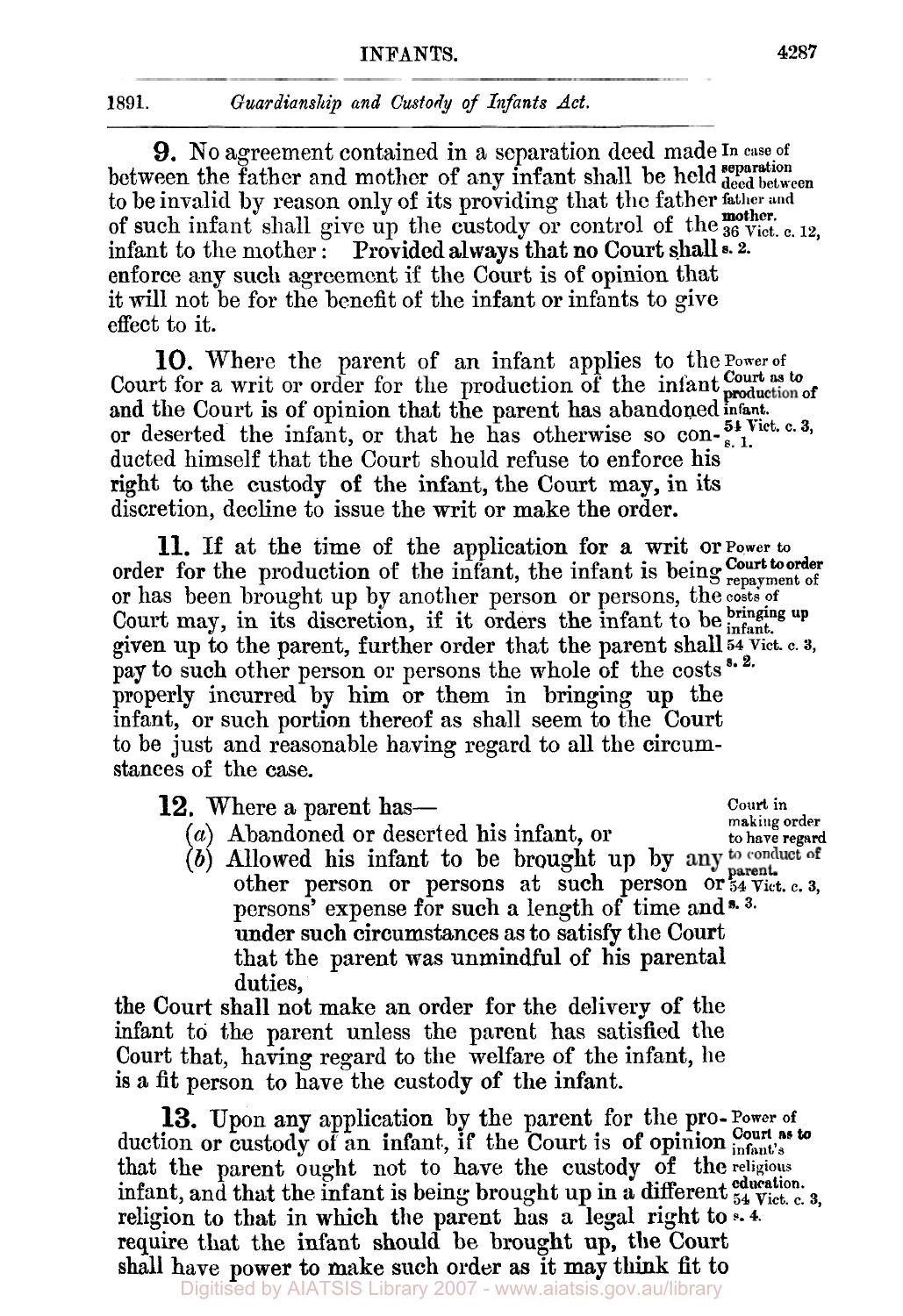**9.** No agreement contained in a separation deed made between the father and mother of any infant shall be held to be invalid by reason only of its providing that the father of such infant shall give up the custody or control of the infant to the mother: Provided always that no Court shall enforce any such agreement if the Court is of opinion that it will not be for the benefit of the infant or infants to give effect to it.

*In case of separation deed between father and mother. 36 Vict. c. 12, s. 2.*

**10.** Where the parent of an infant applies to the Court for a writ or order for the production of the infant and the Court is of opinion that the parent has abandoned or deserted the infant, or that he has otherwise so conducted himself that the Court should refuse to enforce his right to the custody of the infant, the Court may, in its discretion, decline to issue the writ or make the order.

*Power of Court as to production of infant. 54 Vict. c. 3, s. 1.*

**11.** If at the time of the application for a writ or order for the production of the infant, the infant is being or has been brought up by another person or persons, the Court may, in its discretion, if it orders the infant to be given up to the parent, further order that the parent shall pay to such other person or persons the whole of the costs properly incurred by him or them in bringing up the infant, or such portion thereof as shall seem to the Court to be just and reasonable having regard to all the circumstances of the case.

*Power to Court to order repayment of costs of bringing up infant. 54 Vict. c. 3, s. 2.*

**12.** Where a parent has—

(*a*) Abandoned or deserted his infant, or

(*b*) Allowed his infant to be brought up by any other person or persons at such person or persons' expense for such a length of time and under such circumstances as to satisfy the Court that the parent was unmindful of his parental duties,

the Court shall not make an order for the delivery of the infant to the parent unless the parent has satisfied the Court that, having regard to the welfare of the infant, he is a fit person to have the custody of the infant.

*Court in making order to have regard to conduct of parent. 54 Vict. c. 3, s. 3.*

**13.** Upon any application by the parent for the production or custody of an infant, if the Court is of opinion that the parent ought not to have the custody of the infant, and that the infant is being brought up in a different religion to that in which the parent has a legal right to require that the infant should be brought up, the Court shall have power to make such order as it may think fit to

*Power of Court as to infant's religious education. 54 Vict. c. 3, s. 4.*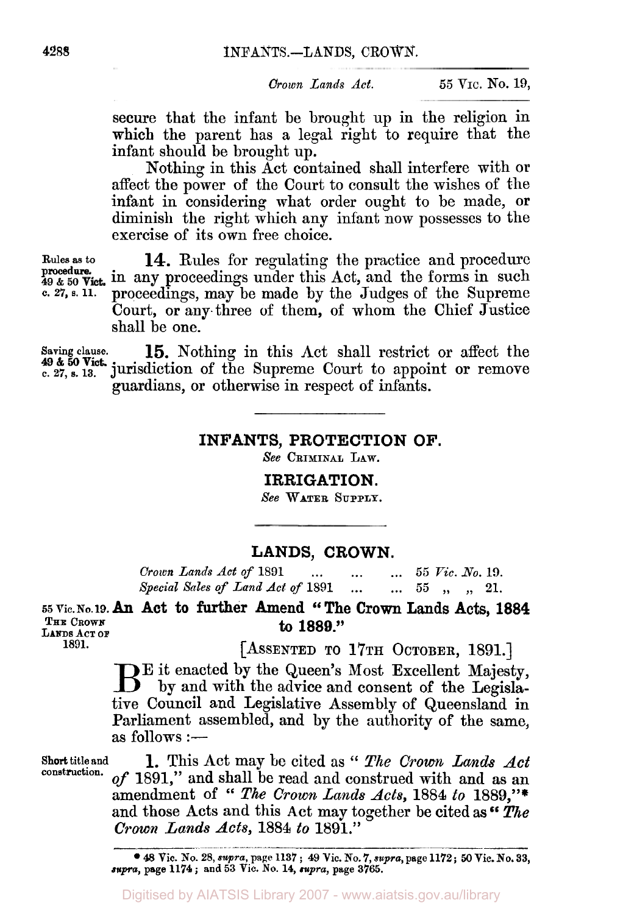secure that the infant be brought up in the religion in which the parent has a legal right to require that the infant should be brought up.

Nothing in this Act contained shall interfere with or affect the power of the Court to consult the wishes of the infant in considering what order ought to be made, or diminish the right which any infant now possesses to the exercise of its own free choice.

Rules as to procedure. 49 & 50 Vict. c. 27, s. 11.

**14.** Rules for regulating the practice and procedure in any proceedings under this Act, and the forms in such proceedings, may be made by the Judges of the Supreme Court, or any three of them, of whom the Chief Justice shall be one.

Saving clause. 49 & 50 Vict. c. 27, s. 13.

**15.** Nothing in this Act shall restrict or affect the jurisdiction of the Supreme Court to appoint or remove guardians, or otherwise in respect of infants.

## INFANTS, PROTECTION OF.

*See* CRIMINAL LAW.

## IRRIGATION.

*See* WATER SUPPLY.

## LANDS, CROWN.

*Crown Lands Act of* 1891 ... ... ... 55 *Vic. No.* 19.
*Special Sales of Land Act of* 1891 ... ... 55 „ „ 21.

55 Vic. No. 19. THE CROWN LANDS ACT OF 1891.

### An Act to further Amend "The Crown Lands Acts, 1884 to 1889."

[ASSENTED TO 17TH OCTOBER, 1891.]

BE it enacted by the Queen's Most Excellent Majesty, by and with the advice and consent of the Legislative Council and Legislative Assembly of Queensland in Parliament assembled, and by the authority of the same, as follows:—

Short title and construction.

**1.** This Act may be cited as "*The Crown Lands Act of* 1891," and shall be read and construed with and as an amendment of "*The Crown Lands Acts,* 1884 *to* 1889,"* and those Acts and this Act may together be cited as "*The Crown Lands Acts,* 1884 *to* 1891."

* 48 Vic. No. 28, *supra*, page 1137; 49 Vic. No. 7, *supra*, page 1172; 50 Vic. No. 33, *supra*, page 1174; and 53 Vic. No. 14, *supra*, page 3765.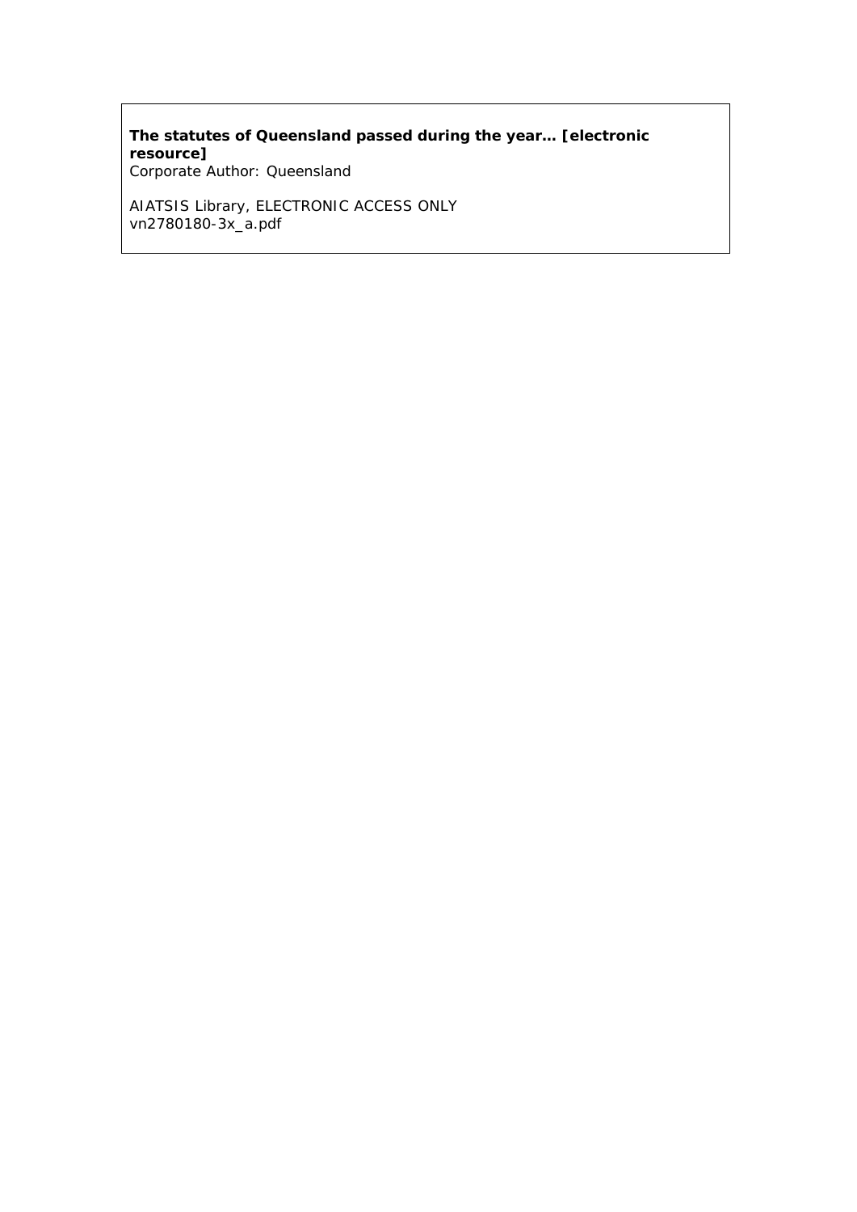**The statutes of Queensland passed during the year… [electronic resource]**
Corporate Author: Queensland

AIATSIS Library, ELECTRONIC ACCESS ONLY
vn2780180-3x_a.pdf